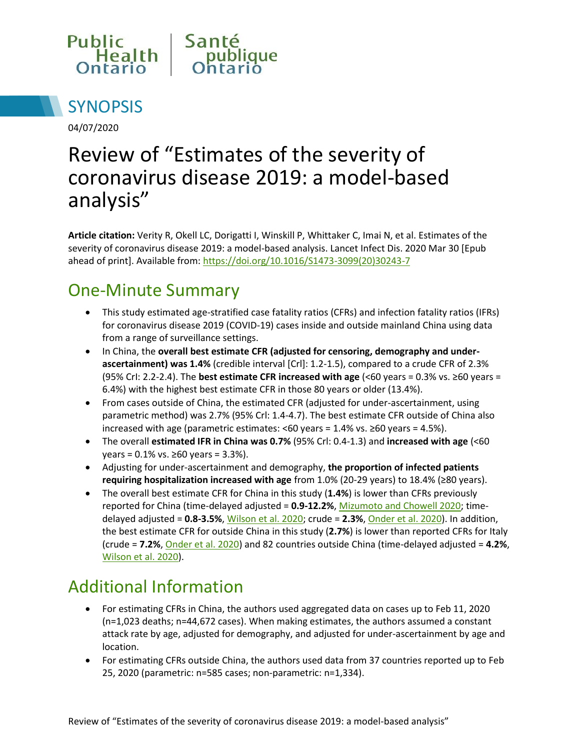Public Health Ontario | Santé publique Ontario

# SYNOPSIS

04/07/2020

# Review of "Estimates of the severity of coronavirus disease 2019: a model-based analysis"

**Article citation:** Verity R, Okell LC, Dorigatti I, Winskill P, Whittaker C, Imai N, et al. Estimates of the severity of coronavirus disease 2019: a model-based analysis. Lancet Infect Dis. 2020 Mar 30 [Epub ahead of print]. Available from: https://doi.org/10.1016/S1473-3099(20)30243-7

## One-Minute Summary

- This study estimated age-stratified case fatality ratios (CFRs) and infection fatality ratios (IFRs) for coronavirus disease 2019 (COVID-19) cases inside and outside mainland China using data from a range of surveillance settings.
- In China, the **overall best estimate CFR (adjusted for censoring, demography and under-ascertainment) was 1.4%** (credible interval [CrI]: 1.2-1.5), compared to a crude CFR of 2.3% (95% CrI: 2.2-2.4). The **best estimate CFR increased with age** (<60 years = 0.3% vs. ≥60 years = 6.4%) with the highest best estimate CFR in those 80 years or older (13.4%).
- From cases outside of China, the estimated CFR (adjusted for under-ascertainment, using parametric method) was 2.7% (95% CrI: 1.4-4.7). The best estimate CFR outside of China also increased with age (parametric estimates: <60 years = 1.4% vs. ≥60 years = 4.5%).
- The overall **estimated IFR in China was 0.7%** (95% CrI: 0.4-1.3) and **increased with age** (<60 years = 0.1% vs. ≥60 years = 3.3%).
- Adjusting for under-ascertainment and demography, **the proportion of infected patients requiring hospitalization increased with age** from 1.0% (20-29 years) to 18.4% (≥80 years).
- The overall best estimate CFR for China in this study (**1.4%**) is lower than CFRs previously reported for China (time-delayed adjusted = **0.9-12.2%**, Mizumoto and Chowell 2020; time-delayed adjusted = **0.8-3.5%**, Wilson et al. 2020; crude = **2.3%**, Onder et al. 2020). In addition, the best estimate CFR for outside China in this study (**2.7%**) is lower than reported CFRs for Italy (crude = **7.2%**, Onder et al. 2020) and 82 countries outside China (time-delayed adjusted = **4.2%**, Wilson et al. 2020).

## Additional Information

- For estimating CFRs in China, the authors used aggregated data on cases up to Feb 11, 2020 (n=1,023 deaths; n=44,672 cases). When making estimates, the authors assumed a constant attack rate by age, adjusted for demography, and adjusted for under-ascertainment by age and location.
- For estimating CFRs outside China, the authors used data from 37 countries reported up to Feb 25, 2020 (parametric: n=585 cases; non-parametric: n=1,334).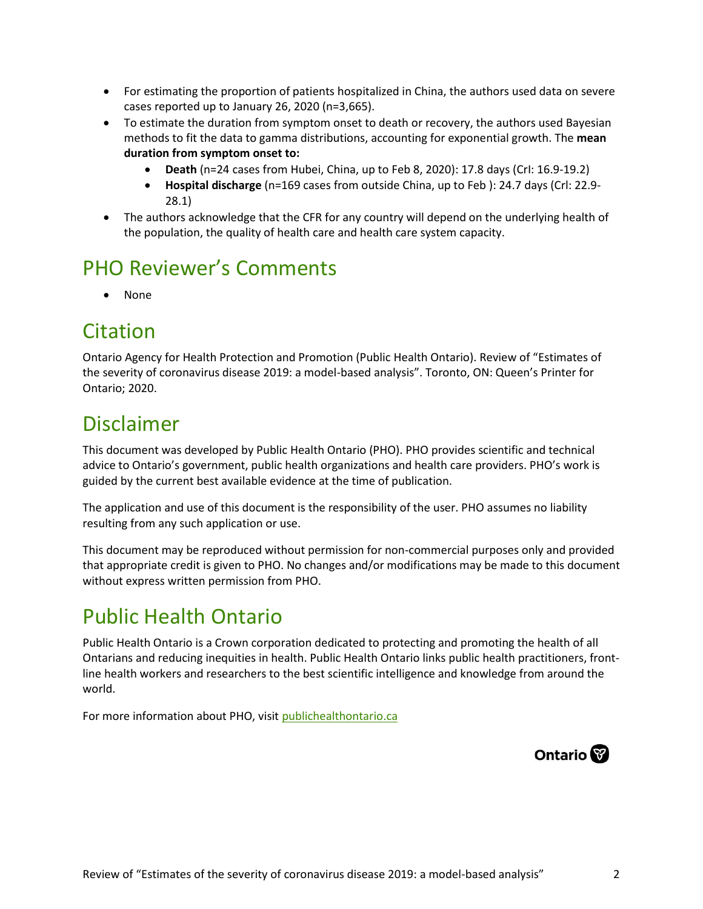- For estimating the proportion of patients hospitalized in China, the authors used data on severe cases reported up to January 26, 2020 (n=3,665).
- To estimate the duration from symptom onset to death or recovery, the authors used Bayesian methods to fit the data to gamma distributions, accounting for exponential growth. The **mean duration from symptom onset to:**
    - **Death** (n=24 cases from Hubei, China, up to Feb 8, 2020): 17.8 days (CrI: 16.9-19.2)
    - **Hospital discharge** (n=169 cases from outside China, up to Feb ): 24.7 days (CrI: 22.9-28.1)
- The authors acknowledge that the CFR for any country will depend on the underlying health of the population, the quality of health care and health care system capacity.

# PHO Reviewer's Comments

- None

# Citation

Ontario Agency for Health Protection and Promotion (Public Health Ontario). Review of "Estimates of the severity of coronavirus disease 2019: a model-based analysis". Toronto, ON: Queen's Printer for Ontario; 2020.

# Disclaimer

This document was developed by Public Health Ontario (PHO). PHO provides scientific and technical advice to Ontario's government, public health organizations and health care providers. PHO's work is guided by the current best available evidence at the time of publication.

The application and use of this document is the responsibility of the user. PHO assumes no liability resulting from any such application or use.

This document may be reproduced without permission for non-commercial purposes only and provided that appropriate credit is given to PHO. No changes and/or modifications may be made to this document without express written permission from PHO.

# Public Health Ontario

Public Health Ontario is a Crown corporation dedicated to protecting and promoting the health of all Ontarians and reducing inequities in health. Public Health Ontario links public health practitioners, front-line health workers and researchers to the best scientific intelligence and knowledge from around the world.

For more information about PHO, visit publichealthontario.ca

Ontario